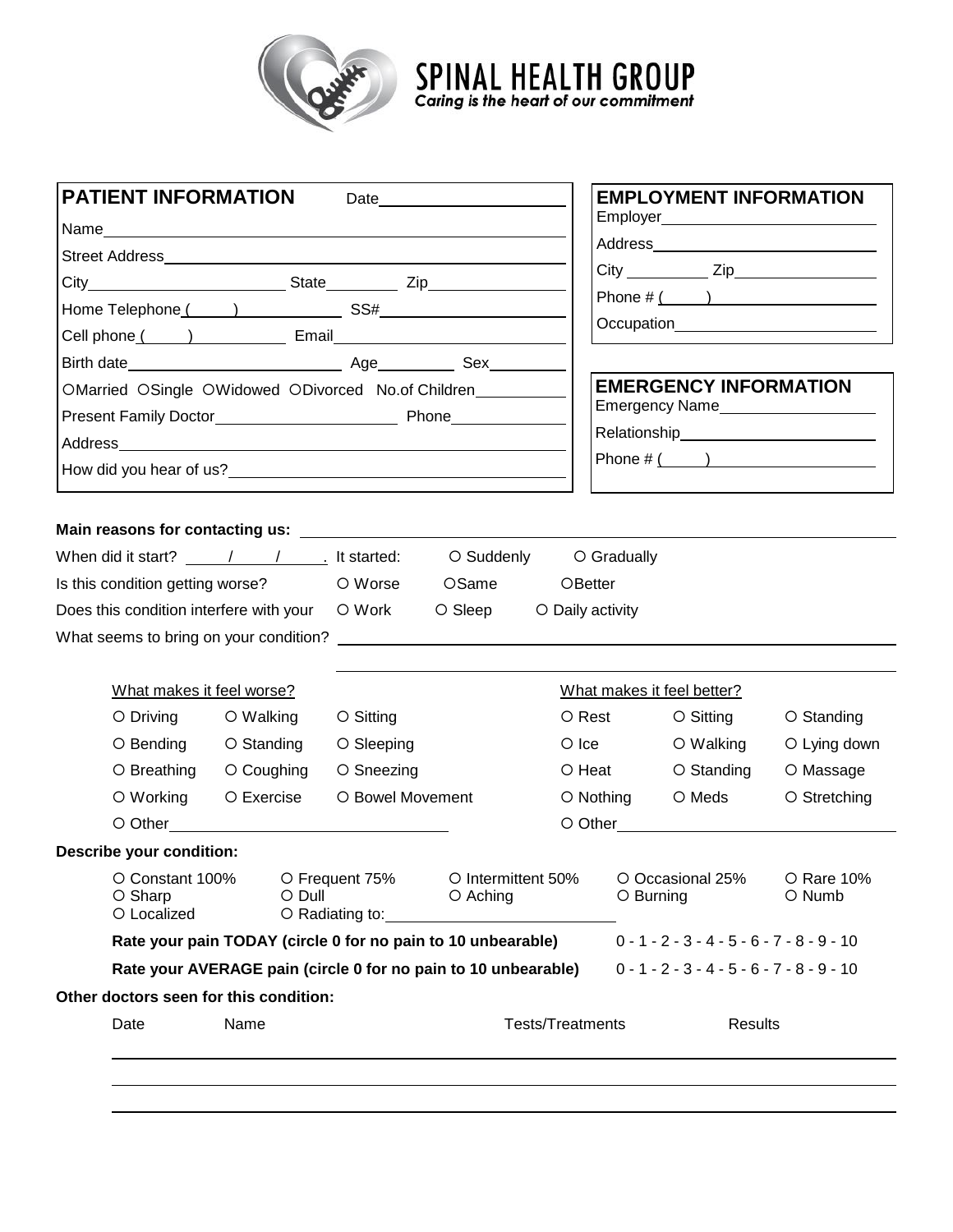# SPINAL HEALTH GROUP

*Caring is the heart of our commitment*

## PATIENT INFORMATION

Date\_\_\_\_\_\_\_\_\_\_\_\_\_\_\_\_\_\_\_\_

Name\_\_\_\_\_\_\_\_\_\_\_\_\_\_\_\_\_\_\_\_\_\_\_\_\_\_\_\_\_\_\_\_\_\_\_\_\_\_\_\_

Street Address\_\_\_\_\_\_\_\_\_\_\_\_\_\_\_\_\_\_\_\_\_\_\_\_\_\_\_\_\_\_\_\_\_\_

City\_\_\_\_\_\_\_\_\_\_\_\_\_\_\_\_\_\_\_\_ State\_\_\_\_\_\_\_\_ Zip\_\_\_\_\_\_\_\_\_\_\_\_\_\_

Home Telephone (\_\_\_\_\_) \_\_\_\_\_\_\_\_\_\_\_\_ SS#\_\_\_\_\_\_\_\_\_\_\_\_\_\_\_\_\_\_\_\_

Cell phone (\_\_\_\_\_) \_\_\_\_\_\_\_\_\_\_\_ Email\_\_\_\_\_\_\_\_\_\_\_\_\_\_\_\_\_\_\_\_\_\_\_\_

Birth date\_\_\_\_\_\_\_\_\_\_\_\_\_\_\_\_\_\_\_\_\_\_\_ Age\_\_\_\_\_\_\_\_ Sex\_\_\_\_\_\_\_\_

○ Married ○ Single ○ Widowed ○ Divorced No.of Children\_\_\_\_\_\_\_\_\_\_

Present Family Doctor\_\_\_\_\_\_\_\_\_\_\_\_\_\_\_\_\_\_\_\_ Phone\_\_\_\_\_\_\_\_\_\_\_\_

Address\_\_\_\_\_\_\_\_\_\_\_\_\_\_\_\_\_\_\_\_\_\_\_\_\_\_\_\_\_\_\_\_\_\_\_\_\_\_\_\_

How did you hear of us?\_\_\_\_\_\_\_\_\_\_\_\_\_\_\_\_\_\_\_\_\_\_\_\_\_\_\_\_\_\_\_\_\_\_

## EMPLOYMENT INFORMATION

Employer\_\_\_\_\_\_\_\_\_\_\_\_\_\_\_\_\_\_\_\_\_\_\_\_

Address\_\_\_\_\_\_\_\_\_\_\_\_\_\_\_\_\_\_\_\_\_\_\_\_

City \_\_\_\_\_\_\_\_\_ Zip\_\_\_\_\_\_\_\_\_\_\_\_\_\_\_

Phone # (\_\_\_\_\_) \_\_\_\_\_\_\_\_\_\_\_\_\_\_\_\_\_\_

Occupation\_\_\_\_\_\_\_\_\_\_\_\_\_\_\_\_\_\_\_\_\_\_

## EMERGENCY INFORMATION

Emergency Name\_\_\_\_\_\_\_\_\_\_\_\_\_\_\_\_\_\_

Relationship\_\_\_\_\_\_\_\_\_\_\_\_\_\_\_\_\_\_\_\_\_\_

Phone # (\_\_\_\_\_) \_\_\_\_\_\_\_\_\_\_\_\_\_\_\_\_\_\_

---

**Main reasons for contacting us:** \_\_\_\_\_\_\_\_\_\_\_\_\_\_\_\_\_\_\_\_\_\_\_\_\_\_\_\_\_\_\_\_\_\_\_\_\_\_\_\_\_\_\_\_\_\_\_\_\_\_\_\_

When did it start? \_\_\_\_/\_\_\_\_/\_\_\_\_. It started: ○ Suddenly ○ Gradually

Is this condition getting worse? ○ Worse ○ Same ○ Better

Does this condition interfere with your ○ Work ○ Sleep ○ Daily activity

What seems to bring on your condition? \_\_\_\_\_\_\_\_\_\_\_\_\_\_\_\_\_\_\_\_\_\_\_\_\_\_\_\_\_\_\_\_\_\_\_\_\_\_\_\_\_\_\_\_\_\_\_\_

\_\_\_\_\_\_\_\_\_\_\_\_\_\_\_\_\_\_\_\_\_\_\_\_\_\_\_\_\_\_\_\_\_\_\_\_\_\_\_\_\_\_\_\_\_\_\_\_\_\_\_\_\_\_\_\_\_\_\_\_\_\_

| What makes it feel worse? | | | What makes it feel better? | | |
|---|---|---|---|---|---|
| ○ Driving | ○ Walking | ○ Sitting | ○ Rest | ○ Sitting | ○ Standing |
| ○ Bending | ○ Standing | ○ Sleeping | ○ Ice | ○ Walking | ○ Lying down |
| ○ Breathing | ○ Coughing | ○ Sneezing | ○ Heat | ○ Standing | ○ Massage |
| ○ Working | ○ Exercise | ○ Bowel Movement | ○ Nothing | ○ Meds | ○ Stretching |
| ○ Other\_\_\_\_\_\_\_\_\_\_\_\_\_\_\_\_\_\_\_\_ | | | ○ Other\_\_\_\_\_\_\_\_\_\_\_\_\_\_\_\_\_\_\_\_ | | |

**Describe your condition:**

○ Constant 100% ○ Frequent 75% ○ Intermittent 50% ○ Occasional 25% ○ Rare 10%

○ Sharp ○ Dull ○ Aching ○ Burning ○ Numb

○ Localized ○ Radiating to:\_\_\_\_\_\_\_\_\_\_\_\_\_\_\_\_\_\_\_\_\_\_\_\_\_\_

**Rate your pain TODAY (circle 0 for no pain to 10 unbearable)** 0 - 1 - 2 - 3 - 4 - 5 - 6 - 7 - 8 - 9 - 10

**Rate your AVERAGE pain (circle 0 for no pain to 10 unbearable)** 0 - 1 - 2 - 3 - 4 - 5 - 6 - 7 - 8 - 9 - 10

**Other doctors seen for this condition:**

| Date | Name | Tests/Treatments | Results |
|---|---|---|---|
| | | | |
| | | | |
| | | | |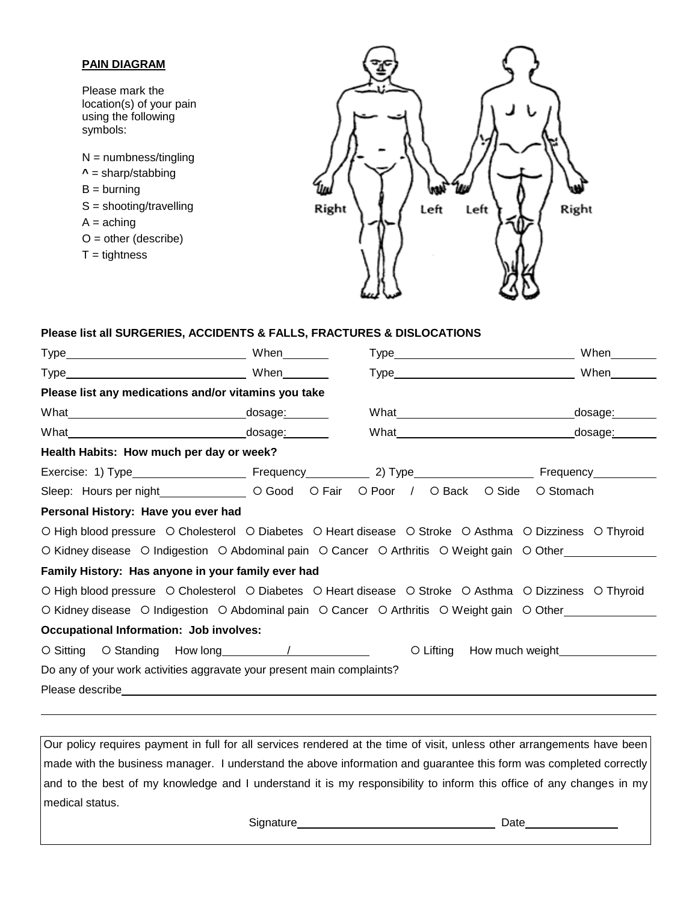**PAIN DIAGRAM**

Please mark the location(s) of your pain using the following symbols:

N = numbness/tingling
^ = sharp/stabbing
B = burning
S = shooting/travelling
A = aching
O = other (describe)
T = tightness

Right Left Left Right

**Please list all SURGERIES, ACCIDENTS & FALLS, FRACTURES & DISLOCATIONS**

Type\_\_\_\_\_\_\_\_\_\_\_\_\_\_\_\_\_\_\_\_\_\_\_\_ When\_\_\_\_\_\_\_ Type\_\_\_\_\_\_\_\_\_\_\_\_\_\_\_\_\_\_\_\_\_\_\_\_ When\_\_\_\_\_\_\_

Type\_\_\_\_\_\_\_\_\_\_\_\_\_\_\_\_\_\_\_\_\_\_\_\_ When\_\_\_\_\_\_\_ Type\_\_\_\_\_\_\_\_\_\_\_\_\_\_\_\_\_\_\_\_\_\_\_\_ When\_\_\_\_\_\_\_

**Please list any medications and/or vitamins you take**

What\_\_\_\_\_\_\_\_\_\_\_\_\_\_\_\_\_\_\_\_\_\_\_\_dosage:\_\_\_\_\_\_\_ What\_\_\_\_\_\_\_\_\_\_\_\_\_\_\_\_\_\_\_\_\_\_\_\_dosage:\_\_\_\_\_\_\_

What\_\_\_\_\_\_\_\_\_\_\_\_\_\_\_\_\_\_\_\_\_\_\_\_dosage:\_\_\_\_\_\_\_ What\_\_\_\_\_\_\_\_\_\_\_\_\_\_\_\_\_\_\_\_\_\_\_\_dosage:\_\_\_\_\_\_\_

**Health Habits: How much per day or week?**

Exercise: 1) Type\_\_\_\_\_\_\_\_\_\_\_\_\_\_\_\_ Frequency\_\_\_\_\_\_\_\_\_\_ 2) Type\_\_\_\_\_\_\_\_\_\_\_\_\_\_\_\_ Frequency\_\_\_\_\_\_\_\_\_\_

Sleep: Hours per night\_\_\_\_\_\_\_\_\_\_\_\_ ○ Good ○ Fair ○ Poor / ○ Back ○ Side ○ Stomach

**Personal History: Have you ever had**

○ High blood pressure ○ Cholesterol ○ Diabetes ○ Heart disease ○ Stroke ○ Asthma ○ Dizziness ○ Thyroid
○ Kidney disease ○ Indigestion ○ Abdominal pain ○ Cancer ○ Arthritis ○ Weight gain ○ Other\_\_\_\_\_\_\_\_\_\_\_\_

**Family History: Has anyone in your family ever had**

○ High blood pressure ○ Cholesterol ○ Diabetes ○ Heart disease ○ Stroke ○ Asthma ○ Dizziness ○ Thyroid
○ Kidney disease ○ Indigestion ○ Abdominal pain ○ Cancer ○ Arthritis ○ Weight gain ○ Other\_\_\_\_\_\_\_\_\_\_\_\_

**Occupational Information: Job involves:**

○ Sitting ○ Standing How long\_\_\_\_\_\_\_\_\_/\_\_\_\_\_\_\_\_\_\_ ○ Lifting How much weight\_\_\_\_\_\_\_\_\_\_\_\_

Do any of your work activities aggravate your present main complaints?

Please describe\_\_\_\_\_\_\_\_\_\_\_\_\_\_\_\_\_\_\_\_\_\_\_\_\_\_\_\_\_\_\_\_\_\_\_\_\_\_\_\_\_\_\_\_\_\_\_\_\_\_\_\_\_\_\_\_\_\_\_\_

Our policy requires payment in full for all services rendered at the time of visit, unless other arrangements have been made with the business manager. I understand the above information and guarantee this form was completed correctly and to the best of my knowledge and I understand it is my responsibility to inform this office of any changes in my medical status.

Signature\_\_\_\_\_\_\_\_\_\_\_\_\_\_\_\_\_\_\_\_\_\_\_\_\_\_\_\_ Date\_\_\_\_\_\_\_\_\_\_\_\_